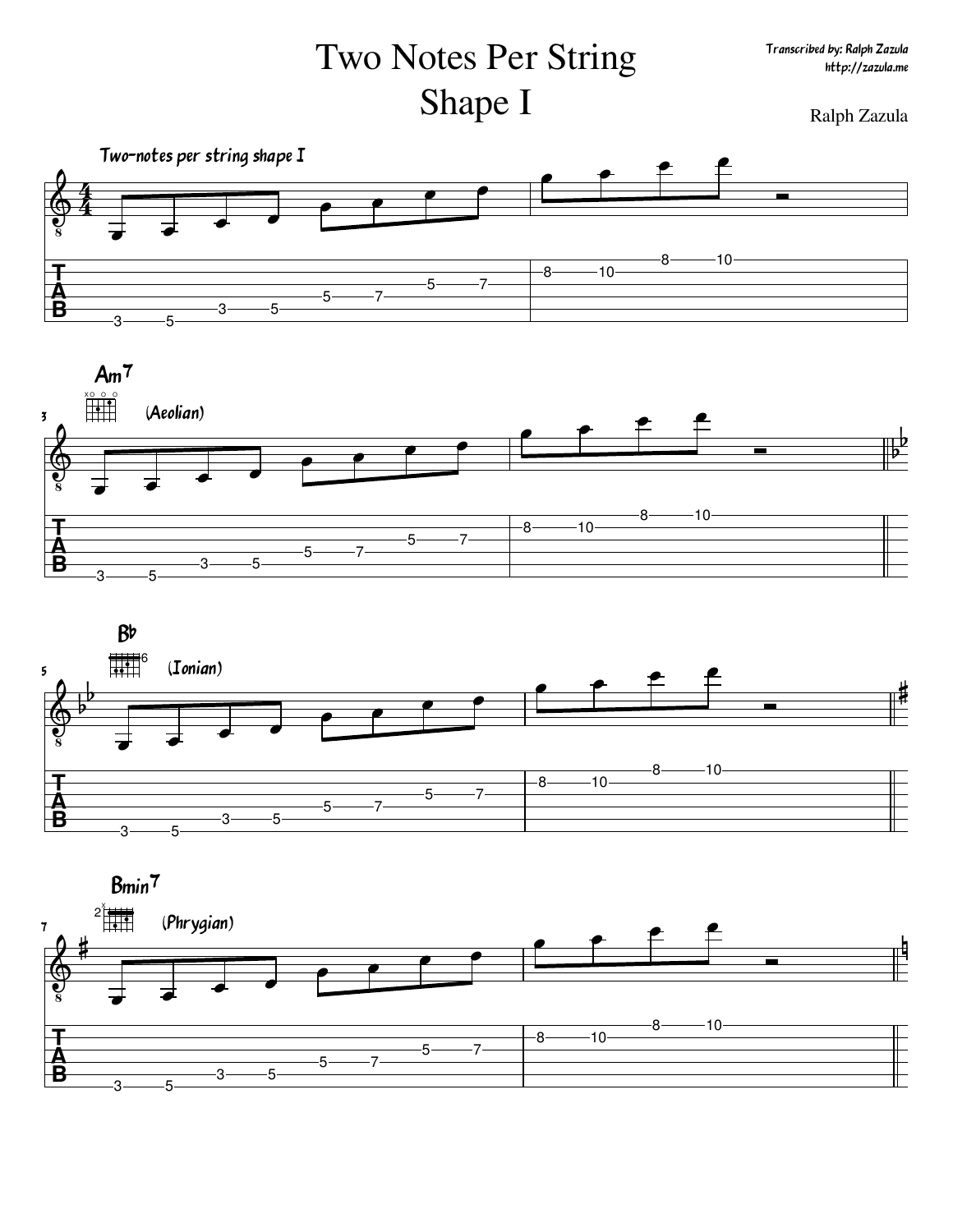# Two Notes Per String
# Shape I

Transcribed by: Ralph Zazula
http://zazula.me

Ralph Zazula

Two-notes per string shape I

Am7 (Aeolian)

Bb (Ionian)

Bmin7 (Phrygian)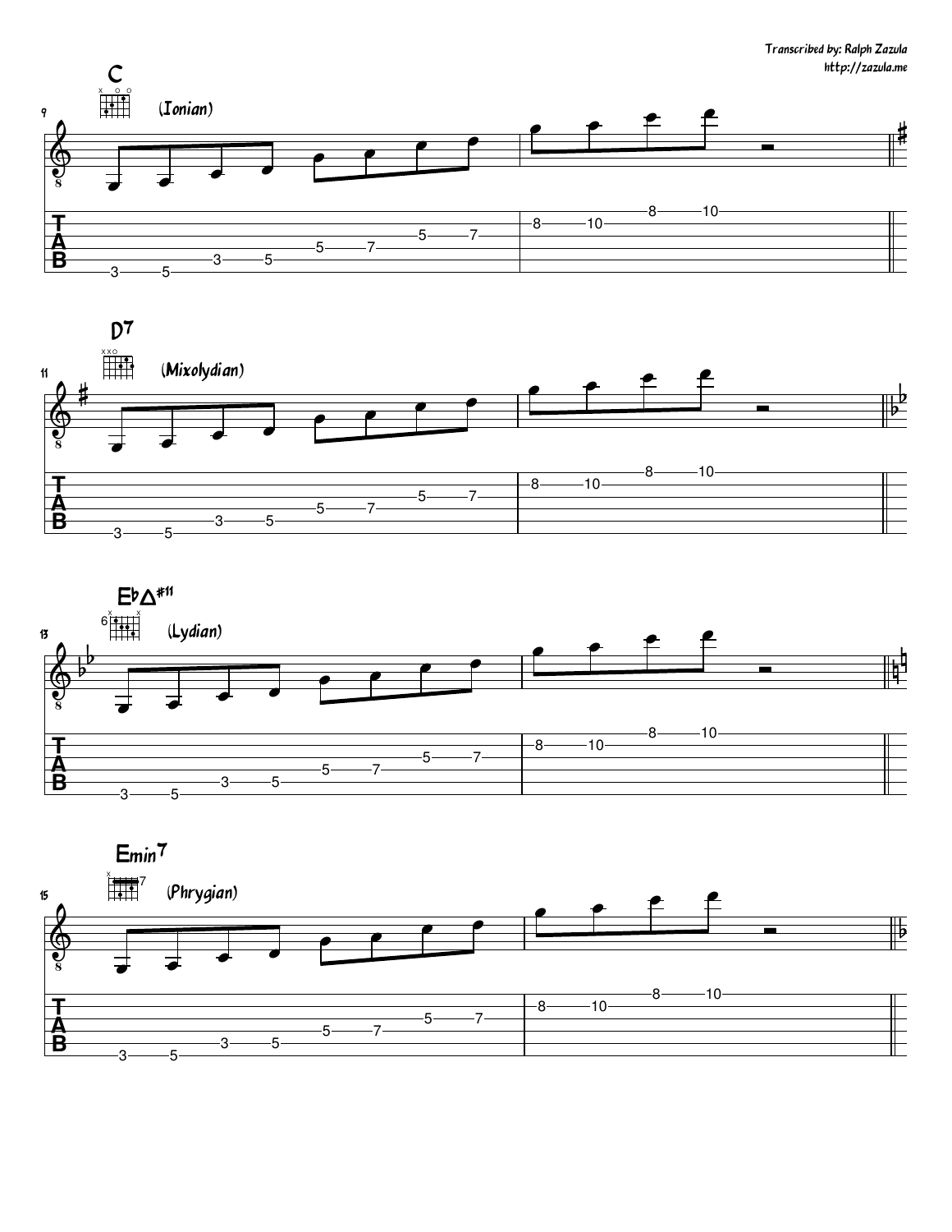Transcribed by: Ralph Zazula
http://zazula.me

**C** (Ionian)

**D7** (Mixolydian)

**E♭Δ#11** (Lydian)

**Emin7** (Phrygian)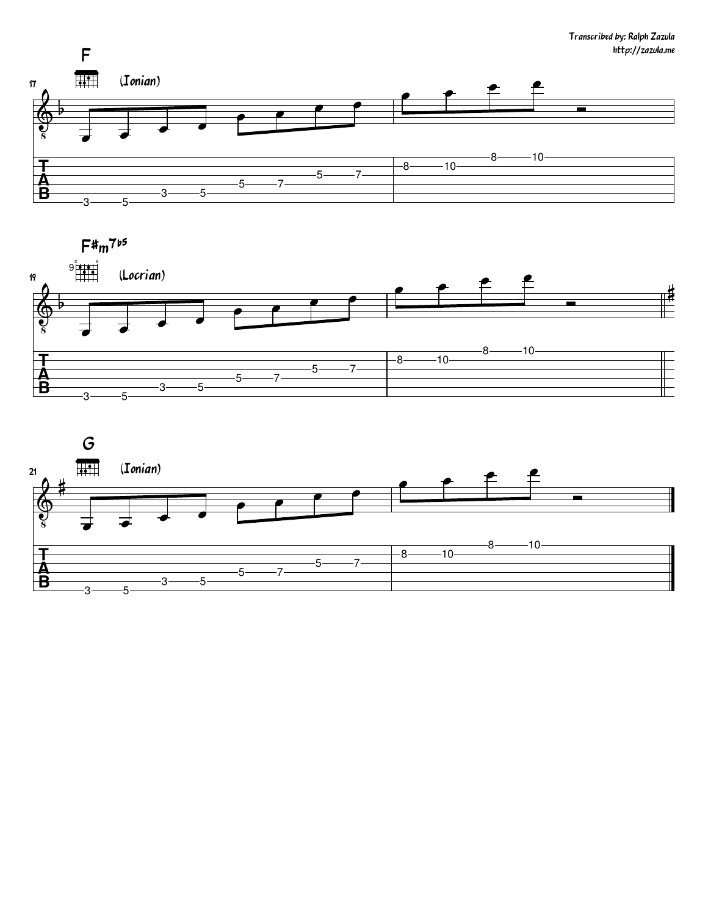Transcribed by: Ralph Zazula
http://zazula.me

F

(Ionian)

F#m7b5

(Locrian)

G

(Ionian)